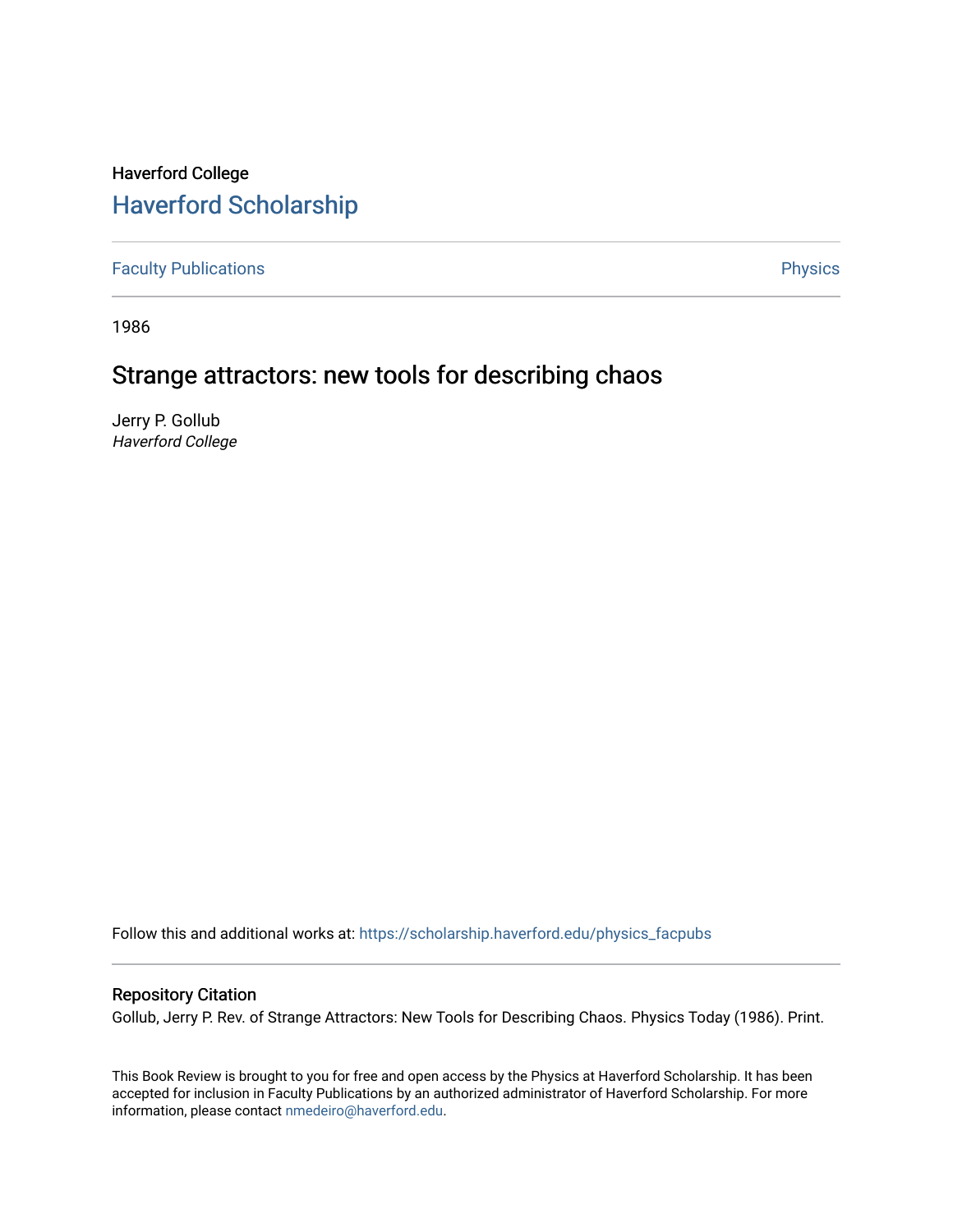Haverford College

# Haverford Scholarship

Faculty Publications

Physics

1986

## Strange attractors: new tools for describing chaos

Jerry P. Gollub

*Haverford College*

Follow this and additional works at: https://scholarship.haverford.edu/physics_facpubs

### Repository Citation

Gollub, Jerry P. Rev. of Strange Attractors: New Tools for Describing Chaos. Physics Today (1986). Print.

This Book Review is brought to you for free and open access by the Physics at Haverford Scholarship. It has been accepted for inclusion in Faculty Publications by an authorized administrator of Haverford Scholarship. For more information, please contact nmedeiro@haverford.edu.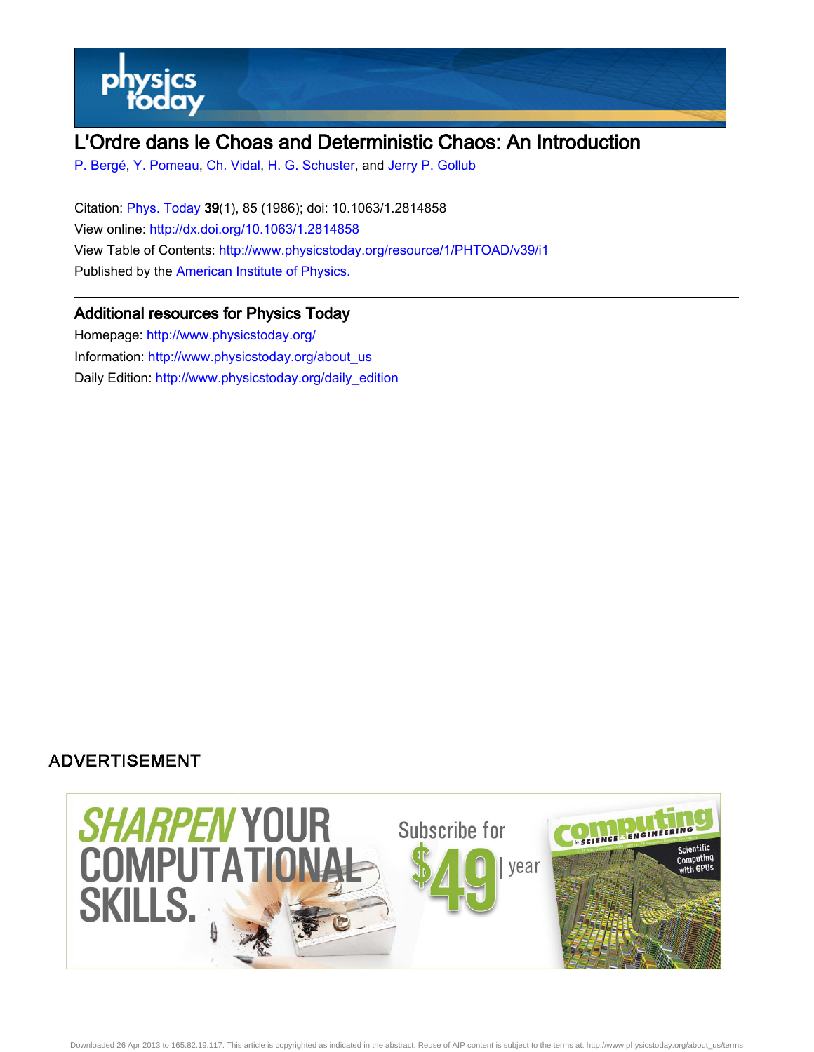# L'Ordre dans le Choas and Deterministic Chaos: An Introduction

P. Bergé, Y. Pomeau, Ch. Vidal, H. G. Schuster, and Jerry P. Gollub

Citation: Phys. Today **39**(1), 85 (1986); doi: 10.1063/1.2814858

View online: http://dx.doi.org/10.1063/1.2814858

View Table of Contents: http://www.physicstoday.org/resource/1/PHTOAD/v39/i1

Published by the American Institute of Physics.

## Additional resources for Physics Today

Homepage: http://www.physicstoday.org/

Information: http://www.physicstoday.org/about_us

Daily Edition: http://www.physicstoday.org/daily_edition

ADVERTISEMENT

SHARPEN YOUR COMPUTATIONAL SKILLS. Subscribe for $49 | year

Downloaded 26 Apr 2013 to 165.82.19.117. This article is copyrighted as indicated in the abstract. Reuse of AIP content is subject to the terms at: http://www.physicstoday.org/about_us/terms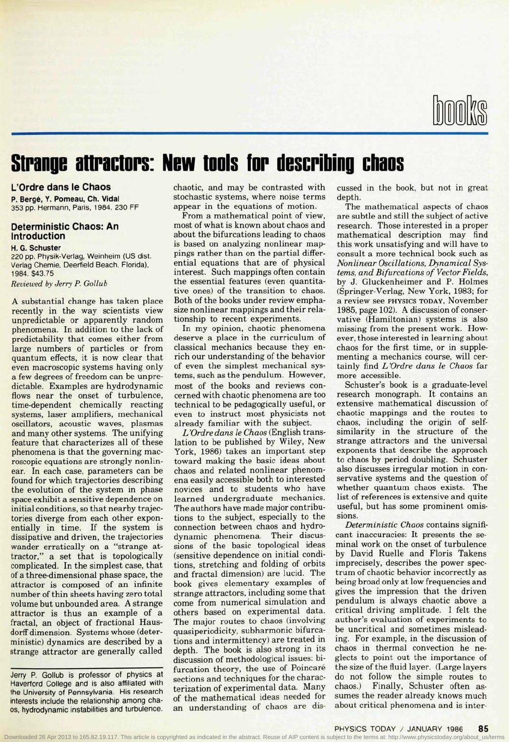# books

## Strange attractors: New tools for describing chaos

### L'Ordre dans le Chaos

**P. Bergé, Y. Pomeau, Ch. Vidal**
353 pp. Hermann, Paris, 1984. 230 FF

### Deterministic Chaos: An Introduction

**H. G. Schuster**
220 pp. Physik-Verlag, Weinheim (US dist. Verlag Chemie, Deerfield Beach, Florida), 1984. $43.75

*Reviewed by Jerry P. Gollub*

A substantial change has taken place recently in the way scientists view unpredictable or apparently random phenomena. In addition to the lack of predictability that comes either from large numbers of particles or from quantum effects, it is now clear that even macroscopic systems having only a few degrees of freedom can be unpredictable. Examples are hydrodynamic flows near the onset of turbulence, time-dependent chemically reacting systems, laser amplifiers, mechanical oscillators, acoustic waves, plasmas and many other systems. The unifying feature that characterizes all of these phenomena is that the governing macroscopic equations are strongly nonlinear. In each case, parameters can be found for which trajectories describing the evolution of the system in phase space exhibit a sensitive dependence on initial conditions, so that nearby trajectories diverge from each other exponentially in time. If the system is dissipative and driven, the trajectories wander erratically on a "strange attractor," a set that is topologically complicated. In the simplest case, that of a three-dimensional phase space, the attractor is composed of an infinite number of thin sheets having zero total volume but unbounded area. A strange attractor is thus an example of a fractal, an object of fractional Hausdorff dimension. Systems whose (deterministic) dynamics are described by a strange attractor are generally called chaotic, and may be contrasted with stochastic systems, where noise terms appear in the equations of motion.

From a mathematical point of view, most of what is known about chaos and about the bifurcations leading to chaos is based on analyzing nonlinear mappings rather than on the partial differential equations that are of physical interest. Such mappings often contain the essential features (even quantitative ones) of the transition to chaos. Both of the books under review emphasize nonlinear mappings and their relationship to recent experiments.

In my opinion, chaotic phenomena deserve a place in the curriculum of classical mechanics because they enrich our understanding of the behavior of even the simplest mechanical systems, such as the pendulum. However, most of the books and reviews concerned with chaotic phenomena are too technical to be pedagogically useful, or even to instruct most physicists not already familiar with the subject.

*L'Ordre dans le Chaos* (English translation to be published by Wiley, New York, 1986) takes an important step toward making the basic ideas about chaos and related nonlinear phenomena easily accessible both to interested novices and to students who have learned undergraduate mechanics. The authors have made major contributions to the subject, especially to the connection between chaos and hydrodynamic phenomena. Their discussions of the basic topological ideas (sensitive dependence on initial conditions, stretching and folding of orbits and fractal dimension) are lucid. The book gives elementary examples of strange attractors, including some that come from numerical simulation and others based on experimental data. The major routes to chaos (involving quasiperiodicity, subharmonic bifurcations and intermittency) are treated in depth. The book is also strong in its discussion of methodological issues: bifurcation theory, the use of Poincaré sections and techniques for the characterization of experimental data. Many of the mathematical ideas needed for an understanding of chaos are discussed in the book, but not in great depth.

The mathematical aspects of chaos are subtle and still the subject of active research. Those interested in a proper mathematical description may find this work unsatisfying and will have to consult a more technical book such as *Nonlinear Oscillations, Dynamical Systems, and Bifurcations of Vector Fields*, by J. Gluckenheimer and P. Holmes (Springer-Verlag, New York, 1983; for a review see PHYSICS TODAY, November 1985, page 102). A discussion of conservative (Hamiltonian) systems is also missing from the present work. However, those interested in learning about chaos for the first time, or in supplementing a mechanics course, will certainly find *L'Ordre dans le Chaos* far more accessible.

Schuster's book is a graduate-level research monograph. It contains an extensive mathematical discussion of chaotic mappings and the routes to chaos, including the origin of self-similarity in the structure of the strange attractors and the universal exponents that describe the approach to chaos by period doubling. Schuster also discusses irregular motion in conservative systems and the question of whether quantum chaos exists. The list of references is extensive and quite useful, but has some prominent omissions.

*Deterministic Chaos* contains significant inaccuracies: It presents the seminal work on the onset of turbulence by David Ruelle and Floris Takens imprecisely, describes the power spectrum of chaotic behavior incorrectly as being broad only at low frequencies and gives the impression that the driven pendulum is always chaotic above a critical driving amplitude. I felt the author's evaluation of experiments to be uncritical and sometimes misleading. For example, in the discussion of chaos in thermal convection he neglects to point out the importance of the size of the fluid layer. (Large layers do not follow the simple routes to chaos.) Finally, Schuster often assumes the reader already knows much about critical phenomena and is inter-

Jerry P. Gollub is professor of physics at Haverford College and is also affiliated with the University of Pennsylvania. His research interests include the relationship among chaos, hydrodynamic instabilities and turbulence.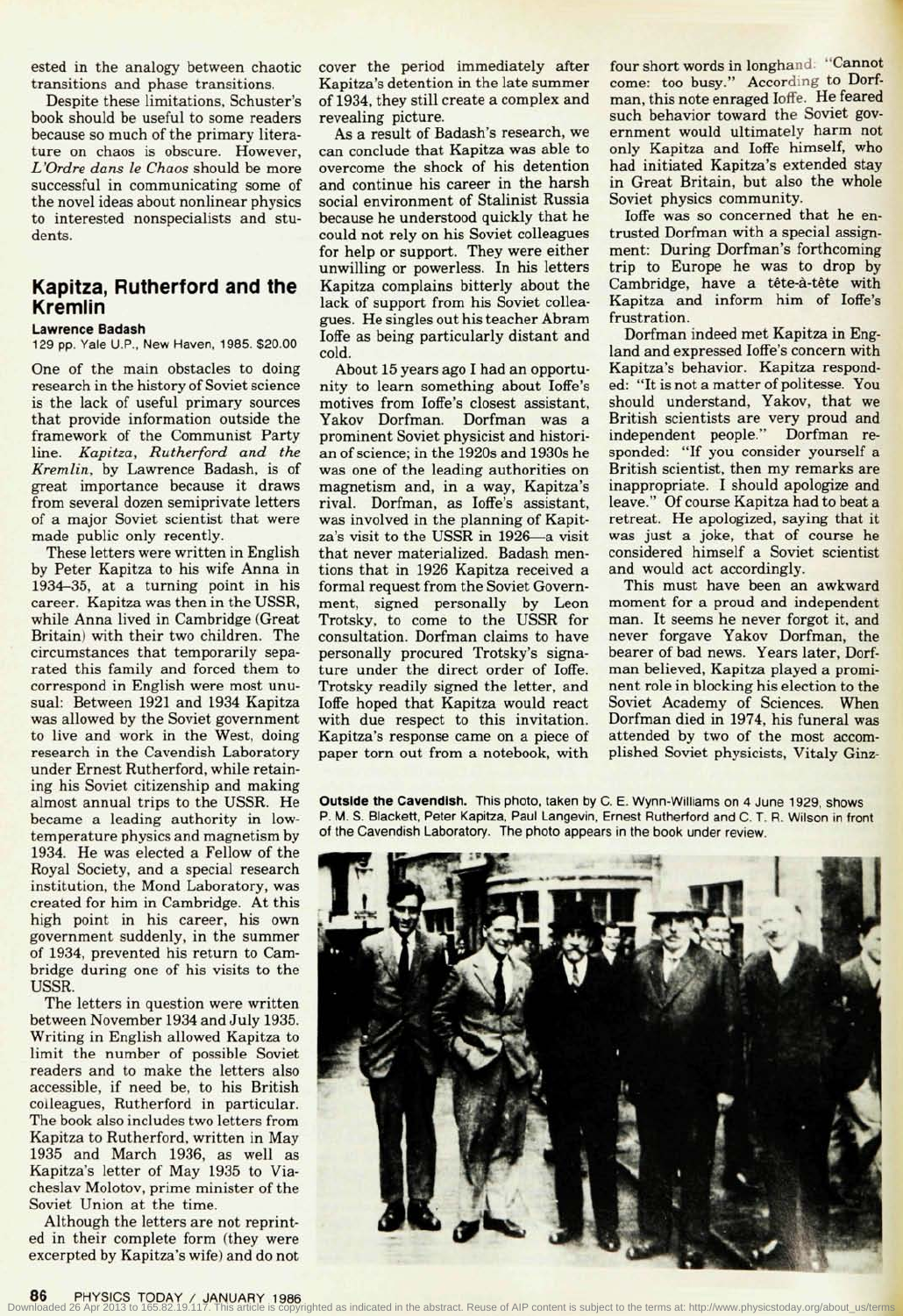ested in the analogy between chaotic transitions and phase transitions.

Despite these limitations, Schuster's book should be useful to some readers because so much of the primary literature on chaos is obscure. However, *L'Ordre dans le Chaos* should be more successful in communicating some of the novel ideas about nonlinear physics to interested nonspecialists and students.

## Kapitza, Rutherford and the Kremlin

**Lawrence Badash**

129 pp. Yale U.P., New Haven, 1985. $20.00

One of the main obstacles to doing research in the history of Soviet science is the lack of useful primary sources that provide information outside the framework of the Communist Party line. *Kapitza, Rutherford and the Kremlin*, by Lawrence Badash, is of great importance because it draws from several dozen semiprivate letters of a major Soviet scientist that were made public only recently.

These letters were written in English by Peter Kapitza to his wife Anna in 1934–35, at a turning point in his career. Kapitza was then in the USSR, while Anna lived in Cambridge (Great Britain) with their two children. The circumstances that temporarily separated this family and forced them to correspond in English were most unusual: Between 1921 and 1934 Kapitza was allowed by the Soviet government to live and work in the West, doing research in the Cavendish Laboratory under Ernest Rutherford, while retaining his Soviet citizenship and making almost annual trips to the USSR. He became a leading authority in low-temperature physics and magnetism by 1934. He was elected a Fellow of the Royal Society, and a special research institution, the Mond Laboratory, was created for him in Cambridge. At this high point in his career, his own government suddenly, in the summer of 1934, prevented his return to Cambridge during one of his visits to the USSR.

The letters in question were written between November 1934 and July 1935. Writing in English allowed Kapitza to limit the number of possible Soviet readers and to make the letters also accessible, if need be, to his British colleagues, Rutherford in particular. The book also includes two letters from Kapitza to Rutherford, written in May 1935 and March 1936, as well as Kapitza's letter of May 1935 to Viacheslav Molotov, prime minister of the Soviet Union at the time.

Although the letters are not reprinted in their complete form (they were excerpted by Kapitza's wife) and do not cover the period immediately after Kapitza's detention in the late summer of 1934, they still create a complex and revealing picture.

As a result of Badash's research, we can conclude that Kapitza was able to overcome the shock of his detention and continue his career in the harsh social environment of Stalinist Russia because he understood quickly that he could not rely on his Soviet colleagues for help or support. They were either unwilling or powerless. In his letters Kapitza complains bitterly about the lack of support from his Soviet colleagues. He singles out his teacher Abram Ioffe as being particularly distant and cold.

About 15 years ago I had an opportunity to learn something about Ioffe's motives from Ioffe's closest assistant, Yakov Dorfman. Dorfman was a prominent Soviet physicist and historian of science; in the 1920s and 1930s he was one of the leading authorities on magnetism and, in a way, Kapitza's rival. Dorfman, as Ioffe's assistant, was involved in the planning of Kapitza's visit to the USSR in 1926—a visit that never materialized. Badash mentions that in 1926 Kapitza received a formal request from the Soviet Government, signed personally by Leon Trotsky, to come to the USSR for consultation. Dorfman claims to have personally procured Trotsky's signature under the direct order of Ioffe. Trotsky readily signed the letter, and Ioffe hoped that Kapitza would react with due respect to this invitation. Kapitza's response came on a piece of paper torn out from a notebook, with four short words in longhand: "Cannot come: too busy." According to Dorfman, this note enraged Ioffe. He feared such behavior toward the Soviet government would ultimately harm not only Kapitza and Ioffe himself, who had initiated Kapitza's extended stay in Great Britain, but also the whole Soviet physics community.

Ioffe was so concerned that he entrusted Dorfman with a special assignment: During Dorfman's forthcoming trip to Europe he was to drop by Cambridge, have a tête-à-tête with Kapitza and inform him of Ioffe's frustration.

Dorfman indeed met Kapitza in England and expressed Ioffe's concern with Kapitza's behavior. Kapitza responded: "It is not a matter of politesse. You should understand, Yakov, that we British scientists are very proud and independent people." Dorfman responded: "If you consider yourself a British scientist, then my remarks are inappropriate. I should apologize and leave." Of course Kapitza had to beat a retreat. He apologized, saying that it was just a joke, that of course he considered himself a Soviet scientist and would act accordingly.

This must have been an awkward moment for a proud and independent man. It seems he never forgot it, and never forgave Yakov Dorfman, the bearer of bad news. Years later, Dorfman believed, Kapitza played a prominent role in blocking his election to the Soviet Academy of Sciences. When Dorfman died in 1974, his funeral was attended by two of the most accomplished Soviet physicists, Vitaly Ginz-

**Outside the Cavendish.** This photo, taken by C. E. Wynn-Williams on 4 June 1929, shows P. M. S. Blackett, Peter Kapitza, Paul Langevin, Ernest Rutherford and C. T. R. Wilson in front of the Cavendish Laboratory. The photo appears in the book under review.